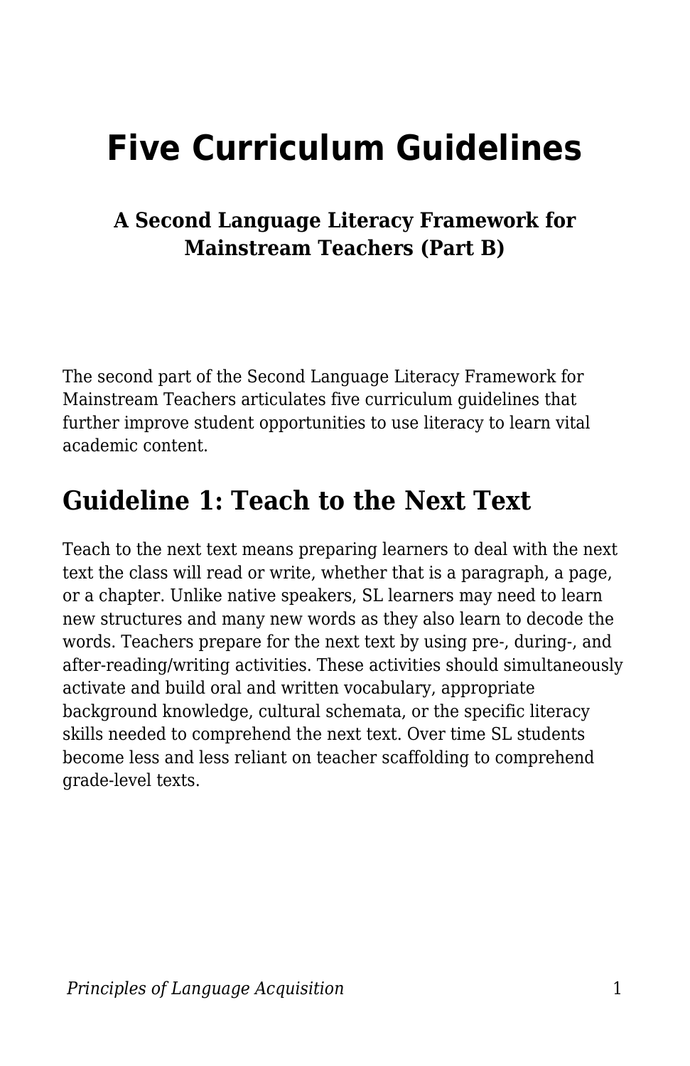# Five Curriculum Guidelines

### A Second Language Literacy Framework for Mainstream Teachers (Part B)

The second part of the Second Language Literacy Framework for Mainstream Teachers articulates five curriculum guidelines that further improve student opportunities to use literacy to learn vital academic content.

## Guideline 1: Teach to the Next Text

Teach to the next text means preparing learners to deal with the next text the class will read or write, whether that is a paragraph, a page, or a chapter. Unlike native speakers, SL learners may need to learn new structures and many new words as they also learn to decode the words. Teachers prepare for the next text by using pre-, during-, and after-reading/writing activities. These activities should simultaneously activate and build oral and written vocabulary, appropriate background knowledge, cultural schemata, or the specific literacy skills needed to comprehend the next text. Over time SL students become less and less reliant on teacher scaffolding to comprehend grade-level texts.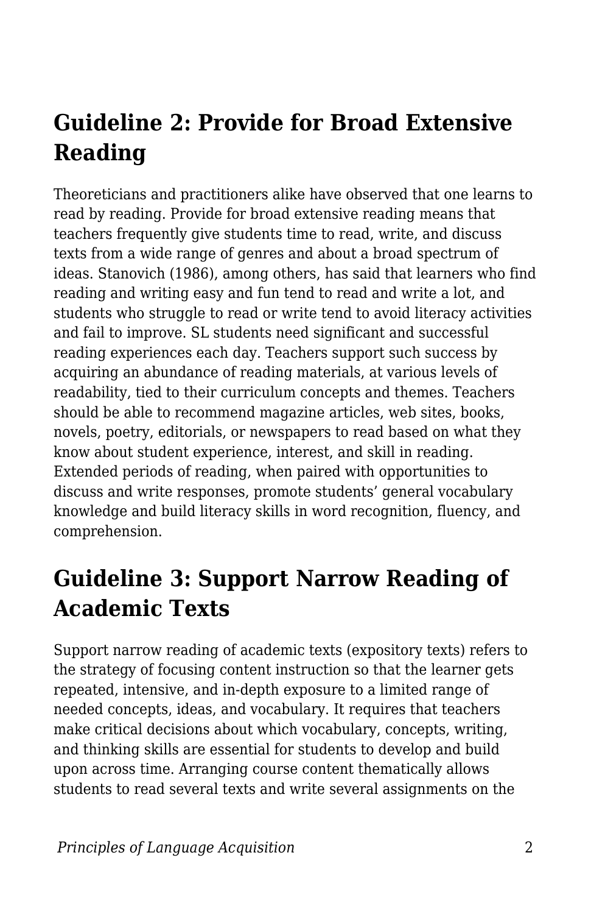## Guideline 2: Provide for Broad Extensive Reading

Theoreticians and practitioners alike have observed that one learns to read by reading. Provide for broad extensive reading means that teachers frequently give students time to read, write, and discuss texts from a wide range of genres and about a broad spectrum of ideas. Stanovich (1986), among others, has said that learners who find reading and writing easy and fun tend to read and write a lot, and students who struggle to read or write tend to avoid literacy activities and fail to improve. SL students need significant and successful reading experiences each day. Teachers support such success by acquiring an abundance of reading materials, at various levels of readability, tied to their curriculum concepts and themes. Teachers should be able to recommend magazine articles, web sites, books, novels, poetry, editorials, or newspapers to read based on what they know about student experience, interest, and skill in reading. Extended periods of reading, when paired with opportunities to discuss and write responses, promote students' general vocabulary knowledge and build literacy skills in word recognition, fluency, and comprehension.

## Guideline 3: Support Narrow Reading of Academic Texts

Support narrow reading of academic texts (expository texts) refers to the strategy of focusing content instruction so that the learner gets repeated, intensive, and in-depth exposure to a limited range of needed concepts, ideas, and vocabulary. It requires that teachers make critical decisions about which vocabulary, concepts, writing, and thinking skills are essential for students to develop and build upon across time. Arranging course content thematically allows students to read several texts and write several assignments on the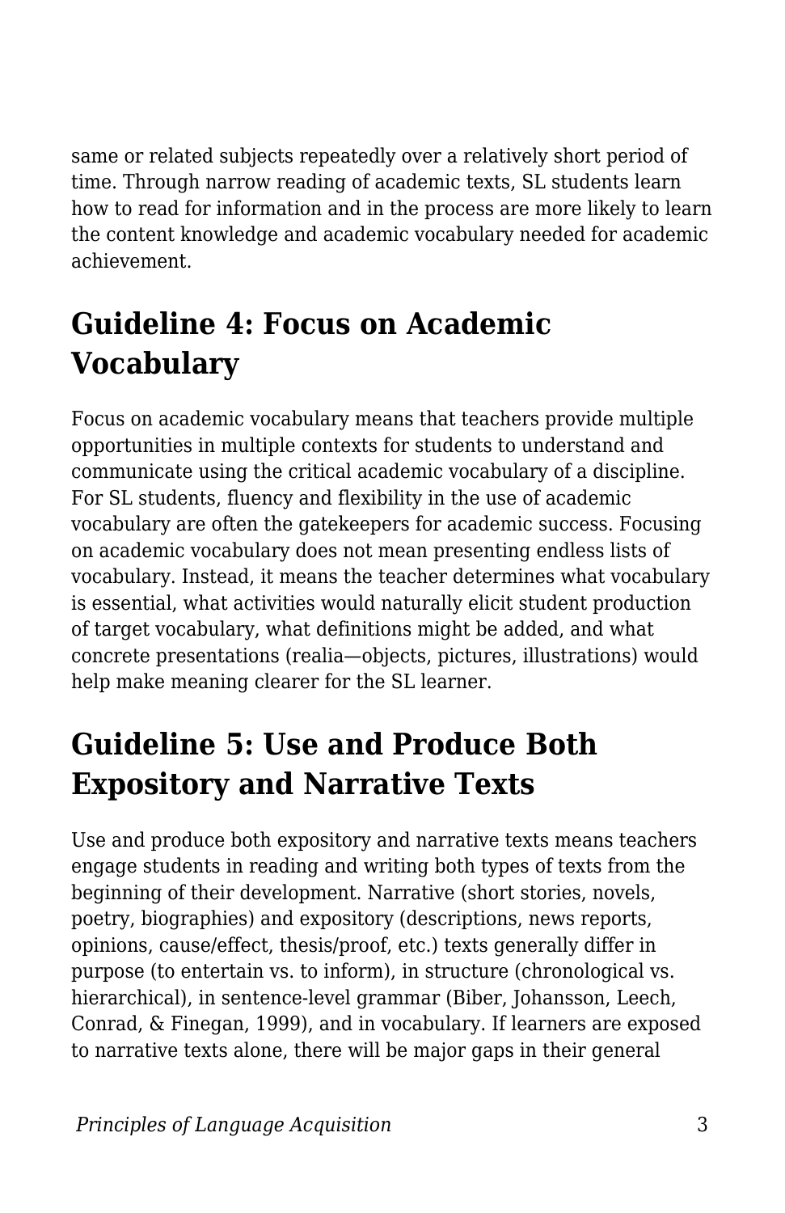same or related subjects repeatedly over a relatively short period of time. Through narrow reading of academic texts, SL students learn how to read for information and in the process are more likely to learn the content knowledge and academic vocabulary needed for academic achievement.

## Guideline 4: Focus on Academic Vocabulary

Focus on academic vocabulary means that teachers provide multiple opportunities in multiple contexts for students to understand and communicate using the critical academic vocabulary of a discipline. For SL students, fluency and flexibility in the use of academic vocabulary are often the gatekeepers for academic success. Focusing on academic vocabulary does not mean presenting endless lists of vocabulary. Instead, it means the teacher determines what vocabulary is essential, what activities would naturally elicit student production of target vocabulary, what definitions might be added, and what concrete presentations (realia—objects, pictures, illustrations) would help make meaning clearer for the SL learner.

## Guideline 5: Use and Produce Both Expository and Narrative Texts

Use and produce both expository and narrative texts means teachers engage students in reading and writing both types of texts from the beginning of their development. Narrative (short stories, novels, poetry, biographies) and expository (descriptions, news reports, opinions, cause/effect, thesis/proof, etc.) texts generally differ in purpose (to entertain vs. to inform), in structure (chronological vs. hierarchical), in sentence-level grammar (Biber, Johansson, Leech, Conrad, & Finegan, 1999), and in vocabulary. If learners are exposed to narrative texts alone, there will be major gaps in their general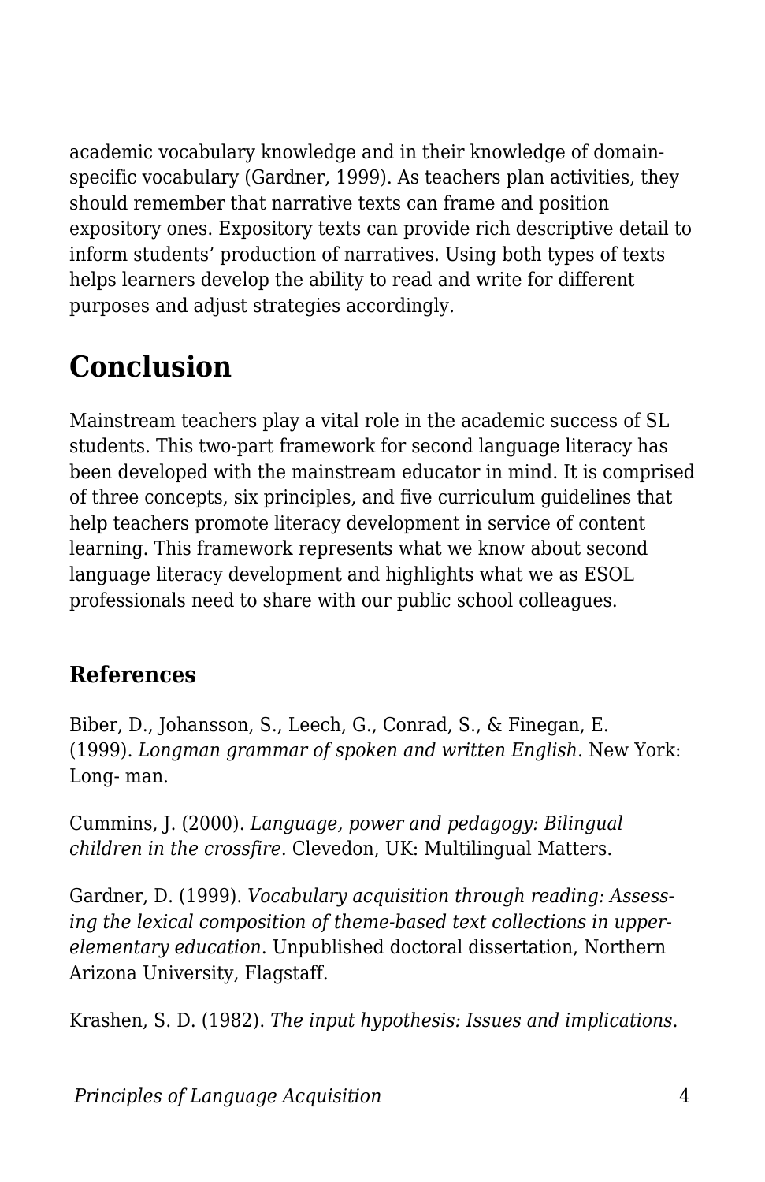academic vocabulary knowledge and in their knowledge of domain-specific vocabulary (Gardner, 1999). As teachers plan activities, they should remember that narrative texts can frame and position expository ones. Expository texts can provide rich descriptive detail to inform students' production of narratives. Using both types of texts helps learners develop the ability to read and write for different purposes and adjust strategies accordingly.

# Conclusion

Mainstream teachers play a vital role in the academic success of SL students. This two-part framework for second language literacy has been developed with the mainstream educator in mind. It is comprised of three concepts, six principles, and five curriculum guidelines that help teachers promote literacy development in service of content learning. This framework represents what we know about second language literacy development and highlights what we as ESOL professionals need to share with our public school colleagues.

## References

Biber, D., Johansson, S., Leech, G., Conrad, S., & Finegan, E. (1999). *Longman grammar of spoken and written English*. New York: Long- man.

Cummins, J. (2000). *Language, power and pedagogy: Bilingual children in the crossfire*. Clevedon, UK: Multilingual Matters.

Gardner, D. (1999). *Vocabulary acquisition through reading: Assessing the lexical composition of theme-based text collections in upper-elementary education*. Unpublished doctoral dissertation, Northern Arizona University, Flagstaff.

Krashen, S. D. (1982). *The input hypothesis: Issues and implications*.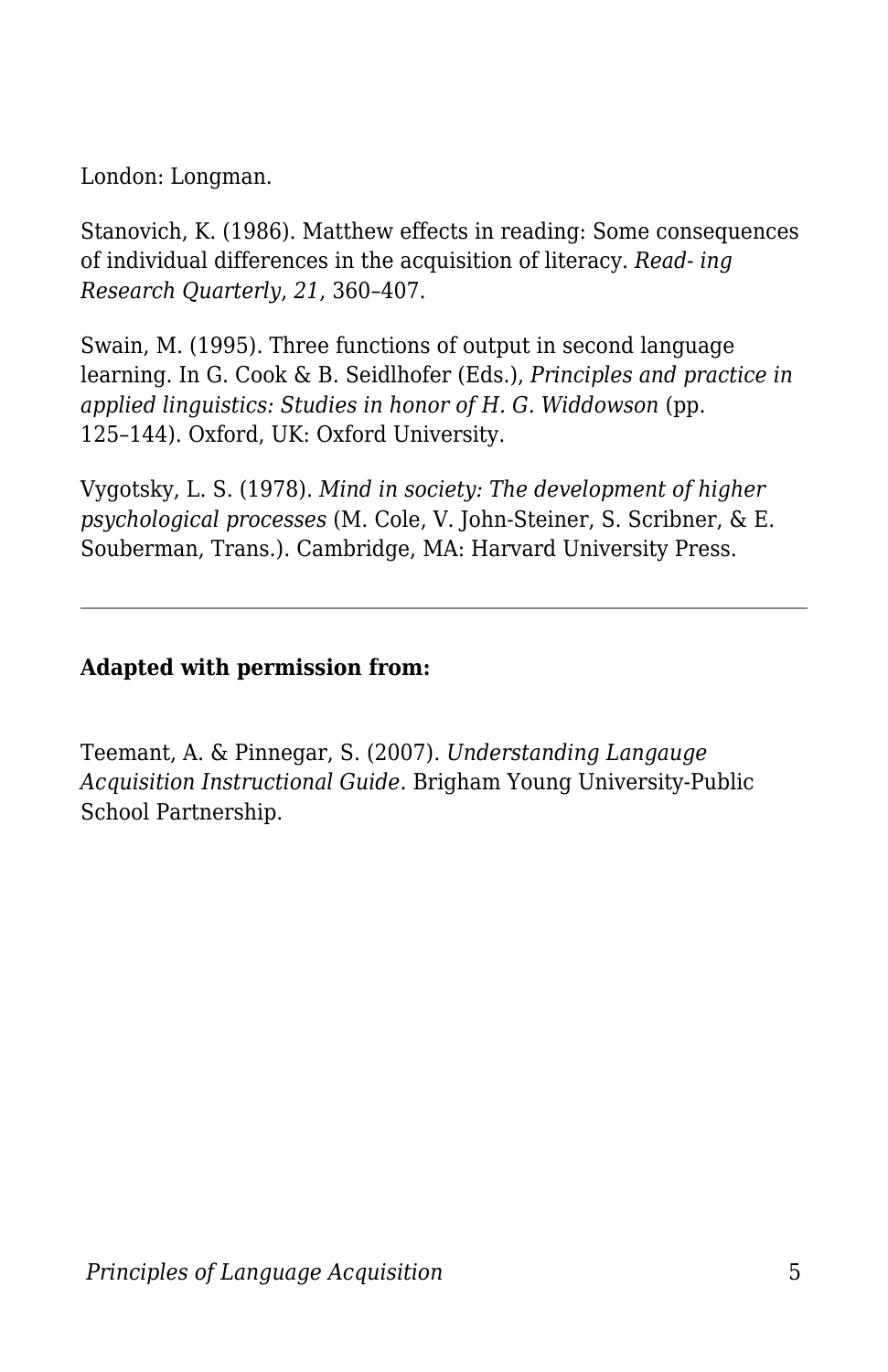London: Longman.

Stanovich, K. (1986). Matthew effects in reading: Some consequences of individual differences in the acquisition of literacy. *Read- ing Research Quarterly*, *21*, 360–407.

Swain, M. (1995). Three functions of output in second language learning. In G. Cook & B. Seidlhofer (Eds.), *Principles and practice in applied linguistics: Studies in honor of H. G. Widdowson* (pp. 125–144). Oxford, UK: Oxford University.

Vygotsky, L. S. (1978). *Mind in society: The development of higher psychological processes* (M. Cole, V. John-Steiner, S. Scribner, & E. Souberman, Trans.). Cambridge, MA: Harvard University Press.

---

**Adapted with permission from:**

Teemant, A. & Pinnegar, S. (2007). *Understanding Langauge Acquisition Instructional Guide.* Brigham Young University-Public School Partnership.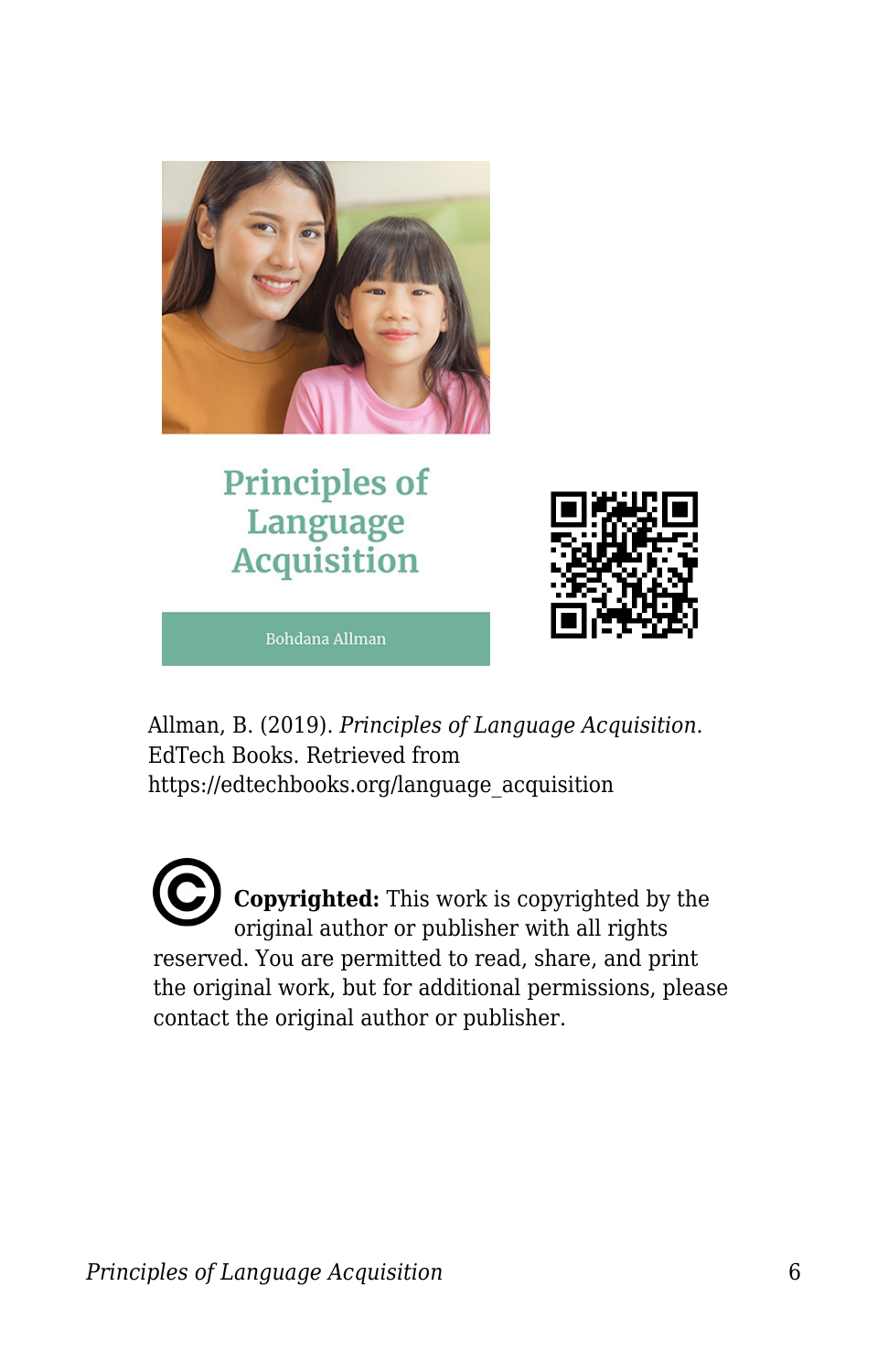Principles of Language Acquisition

Bohdana Allman

Allman, B. (2019). *Principles of Language Acquisition*. EdTech Books. Retrieved from https://edtechbooks.org/language_acquisition

**Copyrighted:** This work is copyrighted by the original author or publisher with all rights reserved. You are permitted to read, share, and print the original work, but for additional permissions, please contact the original author or publisher.